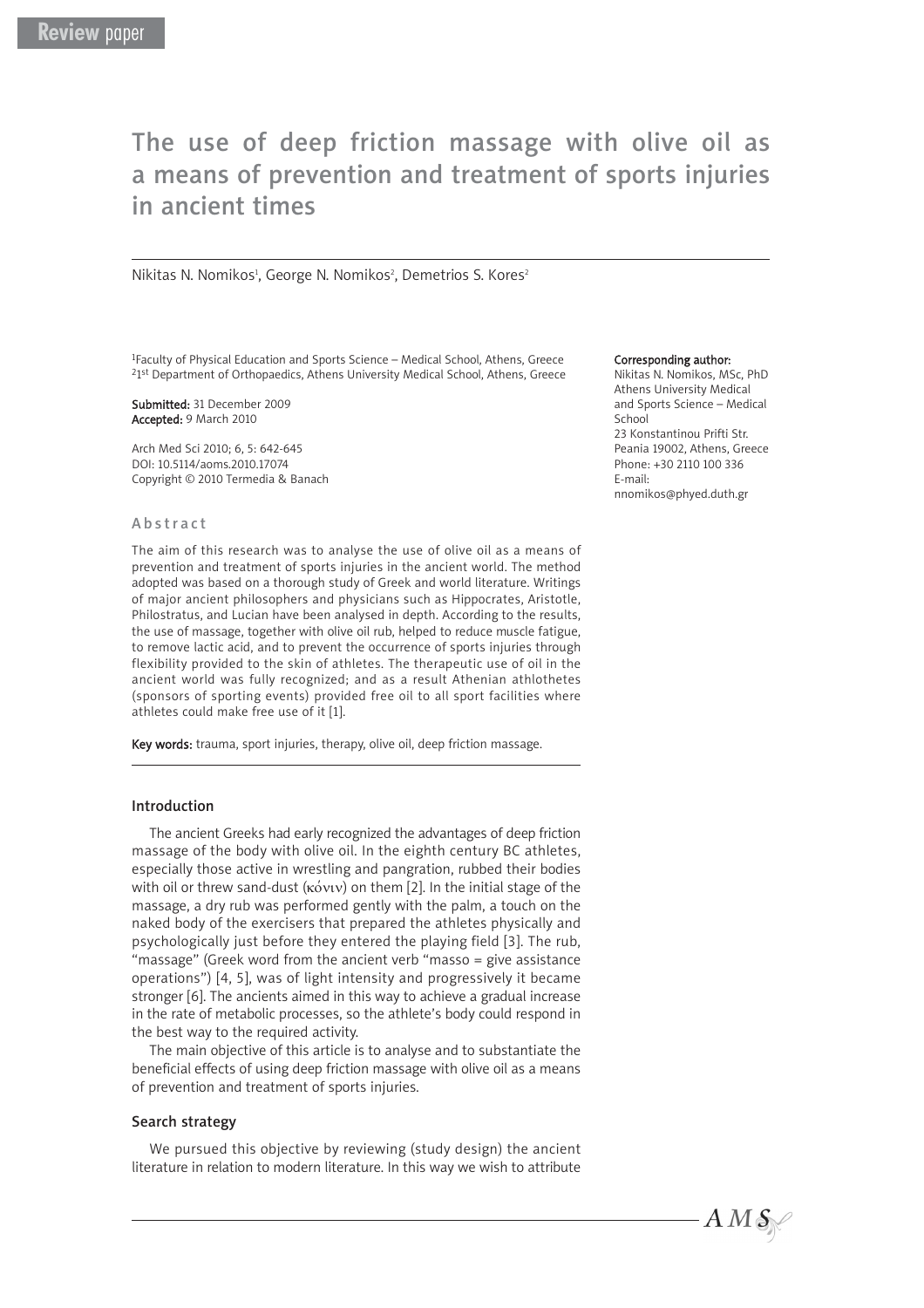Review paper

# The use of deep friction massage with olive oil as a means of prevention and treatment of sports injuries in ancient times

Nikitas N. Nomikos[1], George N. Nomikos[2], Demetrios S. Kores[2]

[1]Faculty of Physical Education and Sports Science – Medical School, Athens, Greece
[2]1st Department of Orthopaedics, Athens University Medical School, Athens, Greece

**Submitted:** 31 December 2009
**Accepted:** 9 March 2010

Arch Med Sci 2010; 6, 5: 642-645
DOI: 10.5114/aoms.2010.17074
Copyright © 2010 Termedia & Banach

**Corresponding author:**
Nikitas N. Nomikos, MSc, PhD
Athens University Medical and Sports Science – Medical School
23 Konstantinou Prifti Str.
Peania 19002, Athens, Greece
Phone: +30 2110 100 336
E-mail: nnomikos@phyed.duth.gr

## Abstract

The aim of this research was to analyse the use of olive oil as a means of prevention and treatment of sports injuries in the ancient world. The method adopted was based on a thorough study of Greek and world literature. Writings of major ancient philosophers and physicians such as Hippocrates, Aristotle, Philostratus, and Lucian have been analysed in depth. According to the results, the use of massage, together with olive oil rub, helped to reduce muscle fatigue, to remove lactic acid, and to prevent the occurrence of sports injuries through flexibility provided to the skin of athletes. The therapeutic use of oil in the ancient world was fully recognized; and as a result Athenian athlothetes (sponsors of sporting events) provided free oil to all sport facilities where athletes could make free use of it [1].

**Key words:** trauma, sport injuries, therapy, olive oil, deep friction massage.

## Introduction

The ancient Greeks had early recognized the advantages of deep friction massage of the body with olive oil. In the eighth century BC athletes, especially those active in wrestling and pangration, rubbed their bodies with oil or threw sand-dust (κόνιν) on them [2]. In the initial stage of the massage, a dry rub was performed gently with the palm, a touch on the naked body of the exercisers that prepared the athletes physically and psychologically just before they entered the playing field [3]. The rub, "massage" (Greek word from the ancient verb "masso = give assistance operations") [4, 5], was of light intensity and progressively it became stronger [6]. The ancients aimed in this way to achieve a gradual increase in the rate of metabolic processes, so the athlete's body could respond in the best way to the required activity.

The main objective of this article is to analyse and to substantiate the beneficial effects of using deep friction massage with olive oil as a means of prevention and treatment of sports injuries.

## Search strategy

We pursued this objective by reviewing (study design) the ancient literature in relation to modern literature. In this way we wish to attribute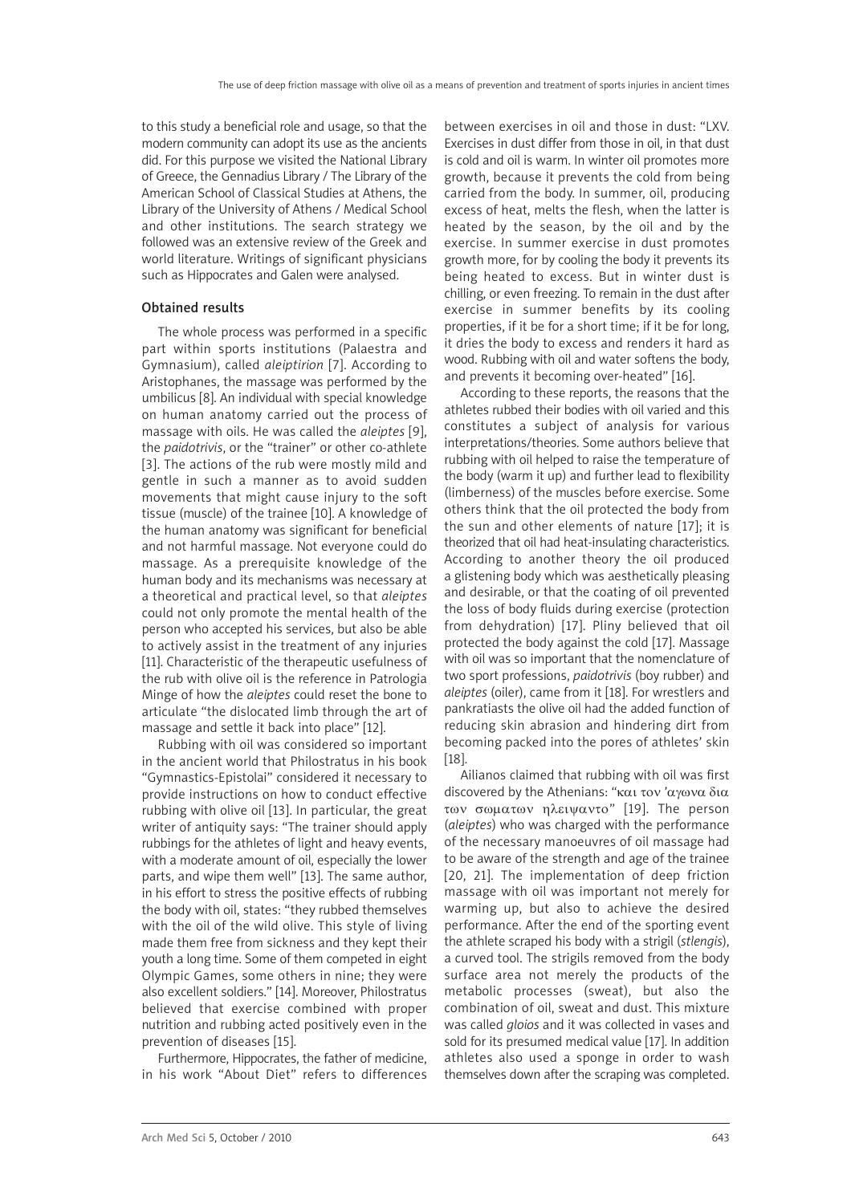to this study a beneficial role and usage, so that the modern community can adopt its use as the ancients did. For this purpose we visited the National Library of Greece, the Gennadius Library / The Library of the American School of Classical Studies at Athens, the Library of the University of Athens / Medical School and other institutions. The search strategy we followed was an extensive review of the Greek and world literature. Writings of significant physicians such as Hippocrates and Galen were analysed.

## Obtained results

The whole process was performed in a specific part within sports institutions (Palaestra and Gymnasium), called *aleiptirion* [7]. According to Aristophanes, the massage was performed by the umbilicus [8]. An individual with special knowledge on human anatomy carried out the process of massage with oils. He was called the *aleiptes* [9], the *paidotrivis*, or the "trainer" or other co-athlete [3]. The actions of the rub were mostly mild and gentle in such a manner as to avoid sudden movements that might cause injury to the soft tissue (muscle) of the trainee [10]. A knowledge of the human anatomy was significant for beneficial and not harmful massage. Not everyone could do massage. As a prerequisite knowledge of the human body and its mechanisms was necessary at a theoretical and practical level, so that *aleiptes* could not only promote the mental health of the person who accepted his services, but also be able to actively assist in the treatment of any injuries [11]. Characteristic of the therapeutic usefulness of the rub with olive oil is the reference in Patrologia Minge of how the *aleiptes* could reset the bone to articulate "the dislocated limb through the art of massage and settle it back into place" [12].

Rubbing with oil was considered so important in the ancient world that Philostratus in his book "Gymnastics-Epistolai" considered it necessary to provide instructions on how to conduct effective rubbing with olive oil [13]. In particular, the great writer of antiquity says: "The trainer should apply rubbings for the athletes of light and heavy events, with a moderate amount of oil, especially the lower parts, and wipe them well" [13]. The same author, in his effort to stress the positive effects of rubbing the body with oil, states: "they rubbed themselves with the oil of the wild olive. This style of living made them free from sickness and they kept their youth a long time. Some of them competed in eight Olympic Games, some others in nine; they were also excellent soldiers." [14]. Moreover, Philostratus believed that exercise combined with proper nutrition and rubbing acted positively even in the prevention of diseases [15].

Furthermore, Hippocrates, the father of medicine, in his work "About Diet" refers to differences between exercises in oil and those in dust: "LXV. Exercises in dust differ from those in oil, in that dust is cold and oil is warm. In winter oil promotes more growth, because it prevents the cold from being carried from the body. In summer, oil, producing excess of heat, melts the flesh, when the latter is heated by the season, by the oil and by the exercise. In summer exercise in dust promotes growth more, for by cooling the body it prevents its being heated to excess. But in winter dust is chilling, or even freezing. To remain in the dust after exercise in summer benefits by its cooling properties, if it be for a short time; if it be for long, it dries the body to excess and renders it hard as wood. Rubbing with oil and water softens the body, and prevents it becoming over-heated" [16].

According to these reports, the reasons that the athletes rubbed their bodies with oil varied and this constitutes a subject of analysis for various interpretations/theories. Some authors believe that rubbing with oil helped to raise the temperature of the body (warm it up) and further lead to flexibility (limberness) of the muscles before exercise. Some others think that the oil protected the body from the sun and other elements of nature [17]; it is theorized that oil had heat-insulating characteristics. According to another theory the oil produced a glistening body which was aesthetically pleasing and desirable, or that the coating of oil prevented the loss of body fluids during exercise (protection from dehydration) [17]. Pliny believed that oil protected the body against the cold [17]. Massage with oil was so important that the nomenclature of two sport professions, *paidotrivis* (boy rubber) and *aleiptes* (oiler), came from it [18]. For wrestlers and pankratiasts the olive oil had the added function of reducing skin abrasion and hindering dirt from becoming packed into the pores of athletes' skin [18].

Ailianos claimed that rubbing with oil was first discovered by the Athenians: "και τον 'αγωνα δια των σωματων ηλειψαντο" [19]. The person (*aleiptes*) who was charged with the performance of the necessary manoeuvres of oil massage had to be aware of the strength and age of the trainee [20, 21]. The implementation of deep friction massage with oil was important not merely for warming up, but also to achieve the desired performance. After the end of the sporting event the athlete scraped his body with a strigil (*stlengis*), a curved tool. The strigils removed from the body surface area not merely the products of the metabolic processes (sweat), but also the combination of oil, sweat and dust. This mixture was called *gloios* and it was collected in vases and sold for its presumed medical value [17]. In addition athletes also used a sponge in order to wash themselves down after the scraping was completed.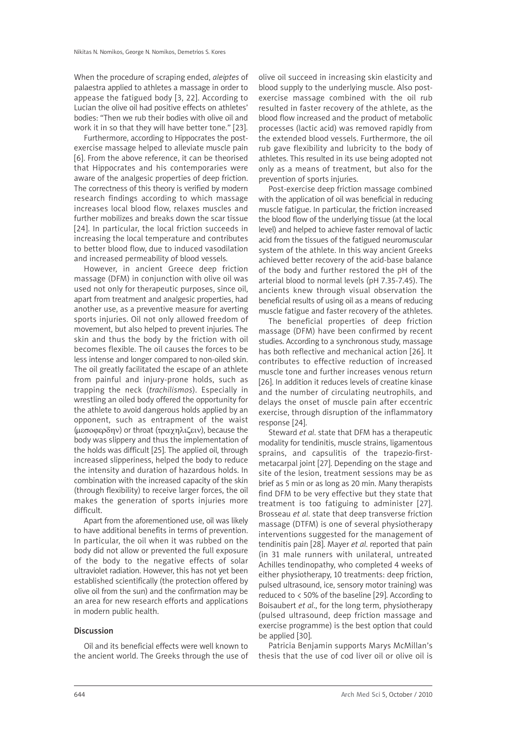When the procedure of scraping ended, *aleiptes* of palaestra applied to athletes a massage in order to appease the fatigued body [3, 22]. According to Lucian the olive oil had positive effects on athletes' bodies: "Then we rub their bodies with olive oil and work it in so that they will have better tone." [23].

Furthermore, according to Hippocrates the post-exercise massage helped to alleviate muscle pain [6]. From the above reference, it can be theorised that Hippocrates and his contemporaries were aware of the analgesic properties of deep friction. The correctness of this theory is verified by modern research findings according to which massage increases local blood flow, relaxes muscles and further mobilizes and breaks down the scar tissue [24]. In particular, the local friction succeeds in increasing the local temperature and contributes to better blood flow, due to induced vasodilation and increased permeability of blood vessels.

However, in ancient Greece deep friction massage (DFM) in conjunction with olive oil was used not only for therapeutic purposes, since oil, apart from treatment and analgesic properties, had another use, as a preventive measure for averting sports injuries. Oil not only allowed freedom of movement, but also helped to prevent injuries. The skin and thus the body by the friction with oil becomes flexible. The oil causes the forces to be less intense and longer compared to non-oiled skin. The oil greatly facilitated the escape of an athlete from painful and injury-prone holds, such as trapping the neck (*trachilismos*). Especially in wrestling an oiled body offered the opportunity for the athlete to avoid dangerous holds applied by an opponent, such as entrapment of the waist (μεσοφερδην) or throat (τραχηλιζειν), because the body was slippery and thus the implementation of the holds was difficult [25]. The applied oil, through increased slipperiness, helped the body to reduce the intensity and duration of hazardous holds. In combination with the increased capacity of the skin (through flexibility) to receive larger forces, the oil makes the generation of sports injuries more difficult.

Apart from the aforementioned use, oil was likely to have additional benefits in terms of prevention. In particular, the oil when it was rubbed on the body did not allow or prevented the full exposure of the body to the negative effects of solar ultraviolet radiation. However, this has not yet been established scientifically (the protection offered by olive oil from the sun) and the confirmation may be an area for new research efforts and applications in modern public health.

## Discussion

Oil and its beneficial effects were well known to the ancient world. The Greeks through the use of olive oil succeed in increasing skin elasticity and blood supply to the underlying muscle. Also post-exercise massage combined with the oil rub resulted in faster recovery of the athlete, as the blood flow increased and the product of metabolic processes (lactic acid) was removed rapidly from the extended blood vessels. Furthermore, the oil rub gave flexibility and lubricity to the body of athletes. This resulted in its use being adopted not only as a means of treatment, but also for the prevention of sports injuries.

Post-exercise deep friction massage combined with the application of oil was beneficial in reducing muscle fatigue. In particular, the friction increased the blood flow of the underlying tissue (at the local level) and helped to achieve faster removal of lactic acid from the tissues of the fatigued neuromuscular system of the athlete. In this way ancient Greeks achieved better recovery of the acid-base balance of the body and further restored the pH of the arterial blood to normal levels (pH 7.35-7.45). The ancients knew through visual observation the beneficial results of using oil as a means of reducing muscle fatigue and faster recovery of the athletes.

The beneficial properties of deep friction massage (DFM) have been confirmed by recent studies. According to a synchronous study, massage has both reflective and mechanical action [26]. It contributes to effective reduction of increased muscle tone and further increases venous return [26]. In addition it reduces levels of creatine kinase and the number of circulating neutrophils, and delays the onset of muscle pain after eccentric exercise, through disruption of the inflammatory response [24].

Steward *et al*. state that DFM has a therapeutic modality for tendinitis, muscle strains, ligamentous sprains, and capsulitis of the trapezio-first-metacarpal joint [27]. Depending on the stage and site of the lesion, treatment sessions may be as brief as 5 min or as long as 20 min. Many therapists find DFM to be very effective but they state that treatment is too fatiguing to administer [27]. Brosseau *et al*. state that deep transverse friction massage (DTFM) is one of several physiotherapy interventions suggested for the management of tendinitis pain [28]. Mayer *et al*. reported that pain (in 31 male runners with unilateral, untreated Achilles tendinopathy, who completed 4 weeks of either physiotherapy, 10 treatments: deep friction, pulsed ultrasound, ice, sensory motor training) was reduced to < 50% of the baseline [29]. According to Boisaubert *et al*., for the long term, physiotherapy (pulsed ultrasound, deep friction massage and exercise programme) is the best option that could be applied [30].

Patricia Benjamin supports Marys McMillan's thesis that the use of cod liver oil or olive oil is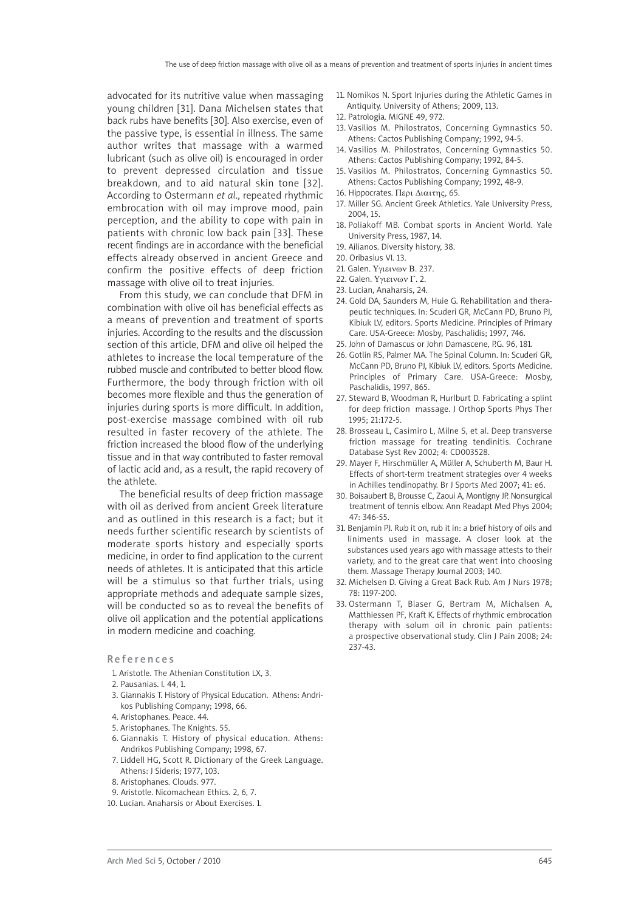advocated for its nutritive value when massaging young children [31]. Dana Michelsen states that back rubs have benefits [30]. Also exercise, even of the passive type, is essential in illness. The same author writes that massage with a warmed lubricant (such as olive oil) is encouraged in order to prevent depressed circulation and tissue breakdown, and to aid natural skin tone [32]. According to Ostermann *et al*., repeated rhythmic embrocation with oil may improve mood, pain perception, and the ability to cope with pain in patients with chronic low back pain [33]. These recent findings are in accordance with the beneficial effects already observed in ancient Greece and confirm the positive effects of deep friction massage with olive oil to treat injuries.

From this study, we can conclude that DFM in combination with olive oil has beneficial effects as a means of prevention and treatment of sports injuries. According to the results and the discussion section of this article, DFM and olive oil helped the athletes to increase the local temperature of the rubbed muscle and contributed to better blood flow. Furthermore, the body through friction with oil becomes more flexible and thus the generation of injuries during sports is more difficult. In addition, post-exercise massage combined with oil rub resulted in faster recovery of the athlete. The friction increased the blood flow of the underlying tissue and in that way contributed to faster removal of lactic acid and, as a result, the rapid recovery of the athlete.

The beneficial results of deep friction massage with oil as derived from ancient Greek literature and as outlined in this research is a fact; but it needs further scientific research by scientists of moderate sports history and especially sports medicine, in order to find application to the current needs of athletes. It is anticipated that this article will be a stimulus so that further trials, using appropriate methods and adequate sample sizes, will be conducted so as to reveal the benefits of olive oil application and the potential applications in modern medicine and coaching.

## References

1. Aristotle. The Athenian Constitution LX, 3.
2. Pausanias. I. 44, 1.
3. Giannakis T. History of Physical Education. Athens: Andrikos Publishing Company; 1998, 66.
4. Aristophanes. Peace. 44.
5. Aristophanes. The Knights. 55.
6. Giannakis T. History of physical education. Athens: Andrikos Publishing Company; 1998, 67.
7. Liddell HG, Scott R. Dictionary of the Greek Language. Athens: J Sideris; 1977, 103.
8. Aristophanes. Clouds. 977.
9. Aristotle. Nicomachean Ethics. 2, 6, 7.
10. Lucian. Anaharsis or About Exercises. 1.
11. Nomikos N. Sport Injuries during the Athletic Games in Antiquity. University of Athens; 2009, 113.
12. Patrologia. MIGNE 49, 972.
13. Vasilios M. Philostratos, Concerning Gymnastics 50. Athens: Cactos Publishing Company; 1992, 94-5.
14. Vasilios M. Philostratos, Concerning Gymnastics 50. Athens: Cactos Publishing Company; 1992, 84-5.
15. Vasilios M. Philostratos, Concerning Gymnastics 50. Athens: Cactos Publishing Company; 1992, 48-9.
16. Hippocrates. Περι Διαιτης, 65.
17. Miller SG. Ancient Greek Athletics. Yale University Press, 2004, 15.
18. Poliakoff MB. Combat sports in Ancient World. Yale University Press, 1987, 14.
19. Ailianos. Diversity history, 38.
20. Oribasius VI. 13.
21. Galen. Υγιεινων Β. 237.
22. Galen. Υγιεινων Γ. 2.
23. Lucian, Anaharsis, 24.
24. Gold DA, Saunders M, Huie G. Rehabilitation and therapeutic techniques. In: Scuderi GR, McCann PD, Bruno PJ, Kibiuk LV, editors. Sports Medicine. Principles of Primary Care. USA-Greece: Mosby, Paschalidis; 1997, 746.
25. John of Damascus or John Damascene, P.G. 96, 181.
26. Gotlin RS, Palmer MA. The Spinal Column. In: Scuderi GR, McCann PD, Bruno PJ, Kibiuk LV, editors. Sports Medicine. Principles of Primary Care. USA-Greece: Mosby, Paschalidis, 1997, 865.
27. Steward B, Woodman R, Hurlburt D. Fabricating a splint for deep friction massage. J Orthop Sports Phys Ther 1995; 21:172-5.
28. Brosseau L, Casimiro L, Milne S, et al. Deep transverse friction massage for treating tendinitis. Cochrane Database Syst Rev 2002; 4: CD003528.
29. Mayer F, Hirschmüller A, Müller A, Schuberth M, Baur H. Effects of short-term treatment strategies over 4 weeks in Achilles tendinopathy. Br J Sports Med 2007; 41: e6.
30. Boisaubert B, Brousse C, Zaoui A, Montigny JP. Nonsurgical treatment of tennis elbow. Ann Readapt Med Phys 2004; 47: 346-55.
31. Benjamin PJ. Rub it on, rub it in: a brief history of oils and liniments used in massage. A closer look at the substances used years ago with massage attests to their variety, and to the great care that went into choosing them. Massage Therapy Journal 2003; 140.
32. Michelsen D. Giving a Great Back Rub. Am J Nurs 1978; 78: 1197-200.
33. Ostermann T, Blaser G, Bertram M, Michalsen A, Matthiessen PF, Kraft K. Effects of rhythmic embrocation therapy with solum oil in chronic pain patients: a prospective observational study. Clin J Pain 2008; 24: 237-43.